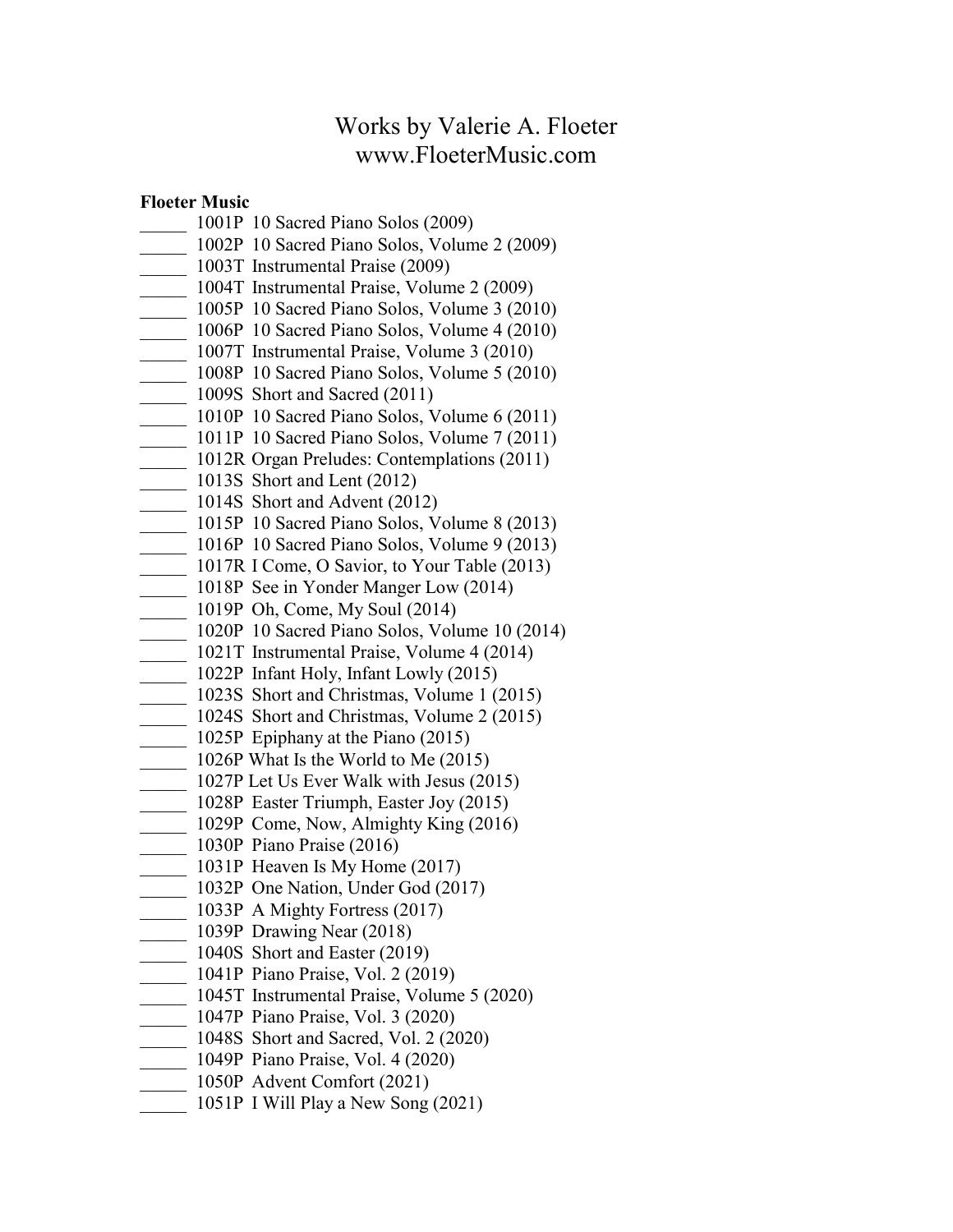# Works by Valerie A. Floeter
www.FloeterMusic.com

**Floeter Music**

_____ 1001P 10 Sacred Piano Solos (2009)
_____ 1002P 10 Sacred Piano Solos, Volume 2 (2009)
_____ 1003T Instrumental Praise (2009)
_____ 1004T Instrumental Praise, Volume 2 (2009)
_____ 1005P 10 Sacred Piano Solos, Volume 3 (2010)
_____ 1006P 10 Sacred Piano Solos, Volume 4 (2010)
_____ 1007T Instrumental Praise, Volume 3 (2010)
_____ 1008P 10 Sacred Piano Solos, Volume 5 (2010)
_____ 1009S Short and Sacred (2011)
_____ 1010P 10 Sacred Piano Solos, Volume 6 (2011)
_____ 1011P 10 Sacred Piano Solos, Volume 7 (2011)
_____ 1012R Organ Preludes: Contemplations (2011)
_____ 1013S Short and Lent (2012)
_____ 1014S Short and Advent (2012)
_____ 1015P 10 Sacred Piano Solos, Volume 8 (2013)
_____ 1016P 10 Sacred Piano Solos, Volume 9 (2013)
_____ 1017R I Come, O Savior, to Your Table (2013)
_____ 1018P See in Yonder Manger Low (2014)
_____ 1019P Oh, Come, My Soul (2014)
_____ 1020P 10 Sacred Piano Solos, Volume 10 (2014)
_____ 1021T Instrumental Praise, Volume 4 (2014)
_____ 1022P Infant Holy, Infant Lowly (2015)
_____ 1023S Short and Christmas, Volume 1 (2015)
_____ 1024S Short and Christmas, Volume 2 (2015)
_____ 1025P Epiphany at the Piano (2015)
_____ 1026P What Is the World to Me (2015)
_____ 1027P Let Us Ever Walk with Jesus (2015)
_____ 1028P Easter Triumph, Easter Joy (2015)
_____ 1029P Come, Now, Almighty King (2016)
_____ 1030P Piano Praise (2016)
_____ 1031P Heaven Is My Home (2017)
_____ 1032P One Nation, Under God (2017)
_____ 1033P A Mighty Fortress (2017)
_____ 1039P Drawing Near (2018)
_____ 1040S Short and Easter (2019)
_____ 1041P Piano Praise, Vol. 2 (2019)
_____ 1045T Instrumental Praise, Volume 5 (2020)
_____ 1047P Piano Praise, Vol. 3 (2020)
_____ 1048S Short and Sacred, Vol. 2 (2020)
_____ 1049P Piano Praise, Vol. 4 (2020)
_____ 1050P Advent Comfort (2021)
_____ 1051P I Will Play a New Song (2021)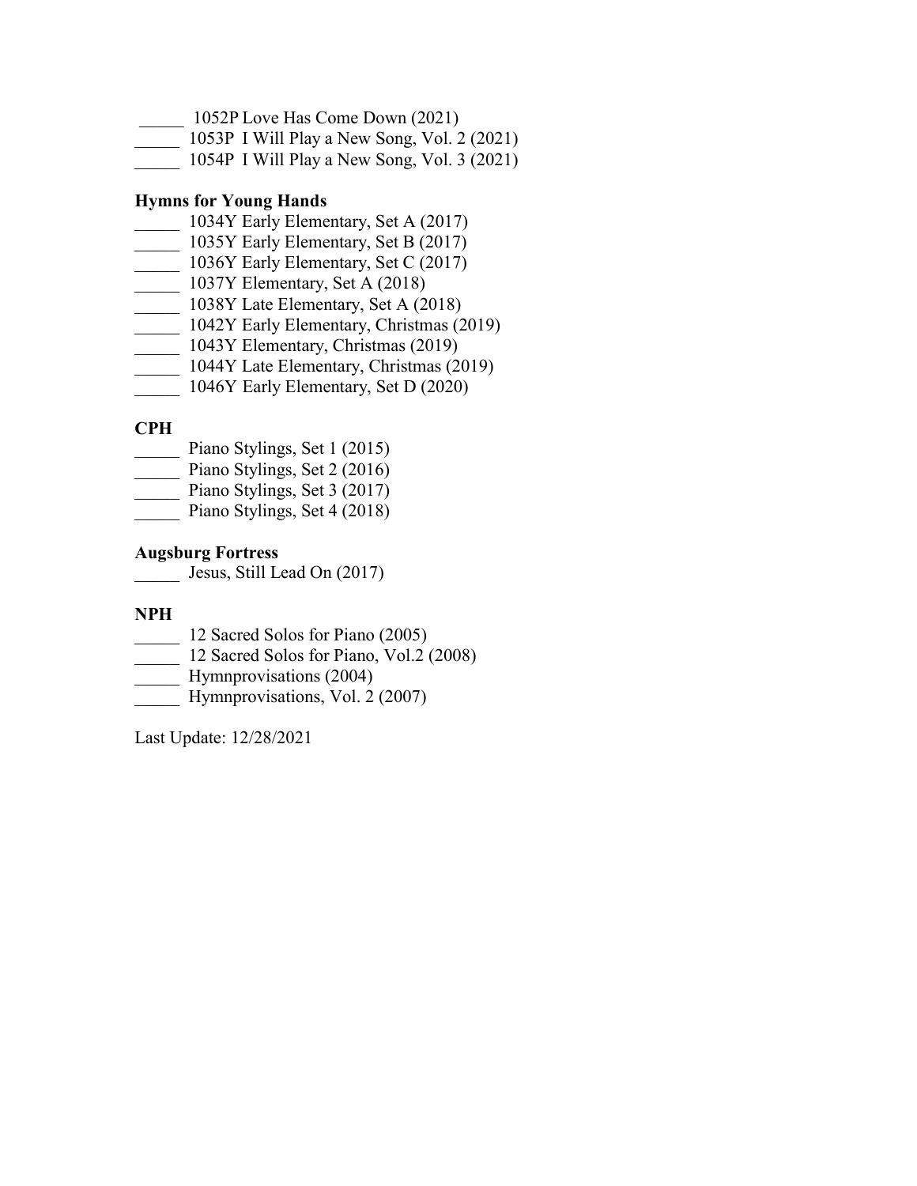_____ 1052P Love Has Come Down (2021)
_____ 1053P I Will Play a New Song, Vol. 2 (2021)
_____ 1054P I Will Play a New Song, Vol. 3 (2021)

**Hymns for Young Hands**

_____ 1034Y Early Elementary, Set A (2017)
_____ 1035Y Early Elementary, Set B (2017)
_____ 1036Y Early Elementary, Set C (2017)
_____ 1037Y Elementary, Set A (2018)
_____ 1038Y Late Elementary, Set A (2018)
_____ 1042Y Early Elementary, Christmas (2019)
_____ 1043Y Elementary, Christmas (2019)
_____ 1044Y Late Elementary, Christmas (2019)
_____ 1046Y Early Elementary, Set D (2020)

**CPH**

_____ Piano Stylings, Set 1 (2015)
_____ Piano Stylings, Set 2 (2016)
_____ Piano Stylings, Set 3 (2017)
_____ Piano Stylings, Set 4 (2018)

**Augsburg Fortress**

_____ Jesus, Still Lead On (2017)

**NPH**

_____ 12 Sacred Solos for Piano (2005)
_____ 12 Sacred Solos for Piano, Vol.2 (2008)
_____ Hymnprovisations (2004)
_____ Hymnprovisations, Vol. 2 (2007)

Last Update: 12/28/2021